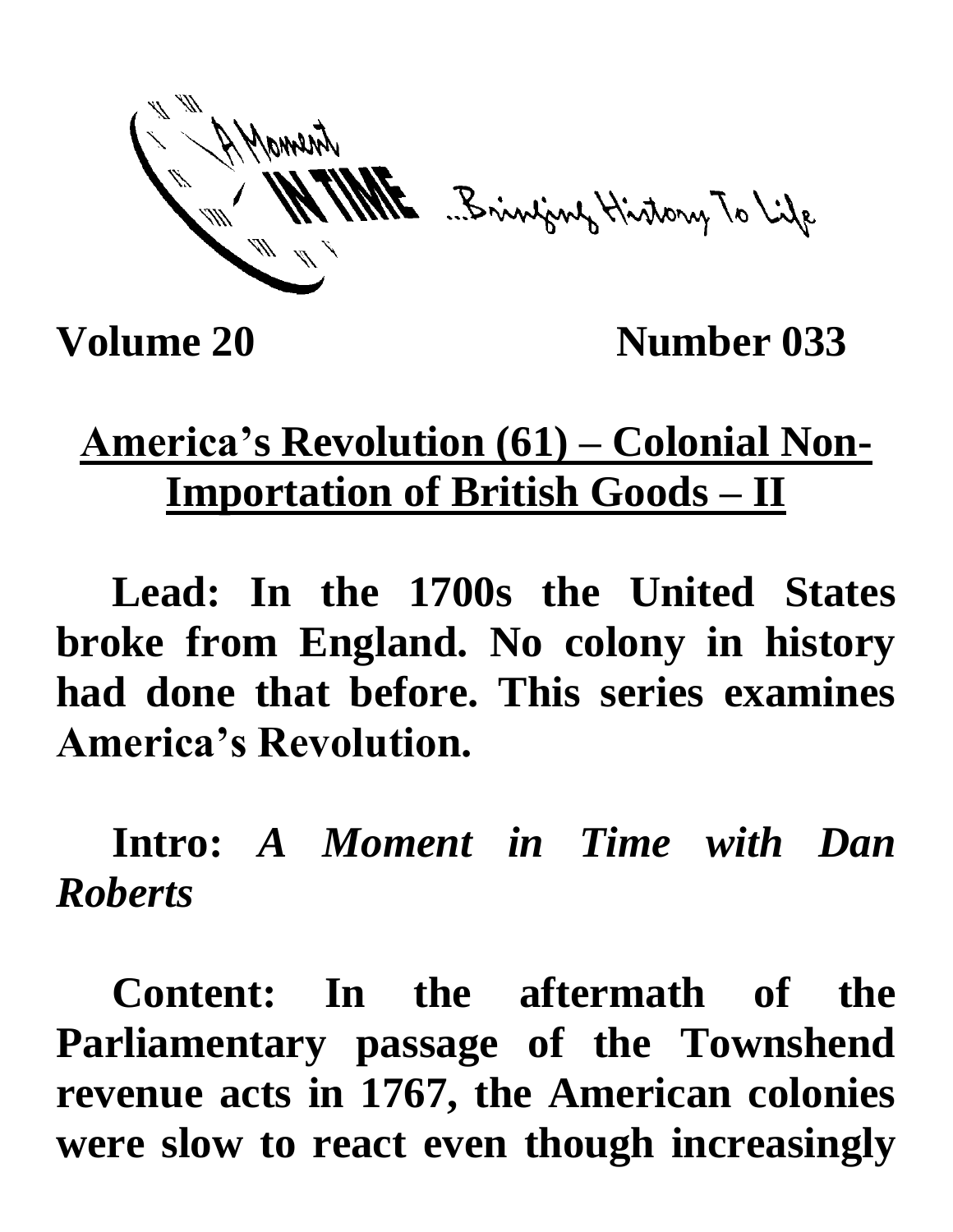A Moment IN TIME ...Bringing History To Life

**Volume 20** **Number 033**

## America's Revolution (61) – Colonial Non-Importation of British Goods – II

**Lead: In the 1700s the United States broke from England. No colony in history had done that before. This series examines America's Revolution.**

**Intro:** ***A Moment in Time with Dan Roberts***

**Content: In the aftermath of the Parliamentary passage of the Townshend revenue acts in 1767, the American colonies were slow to react even though increasingly**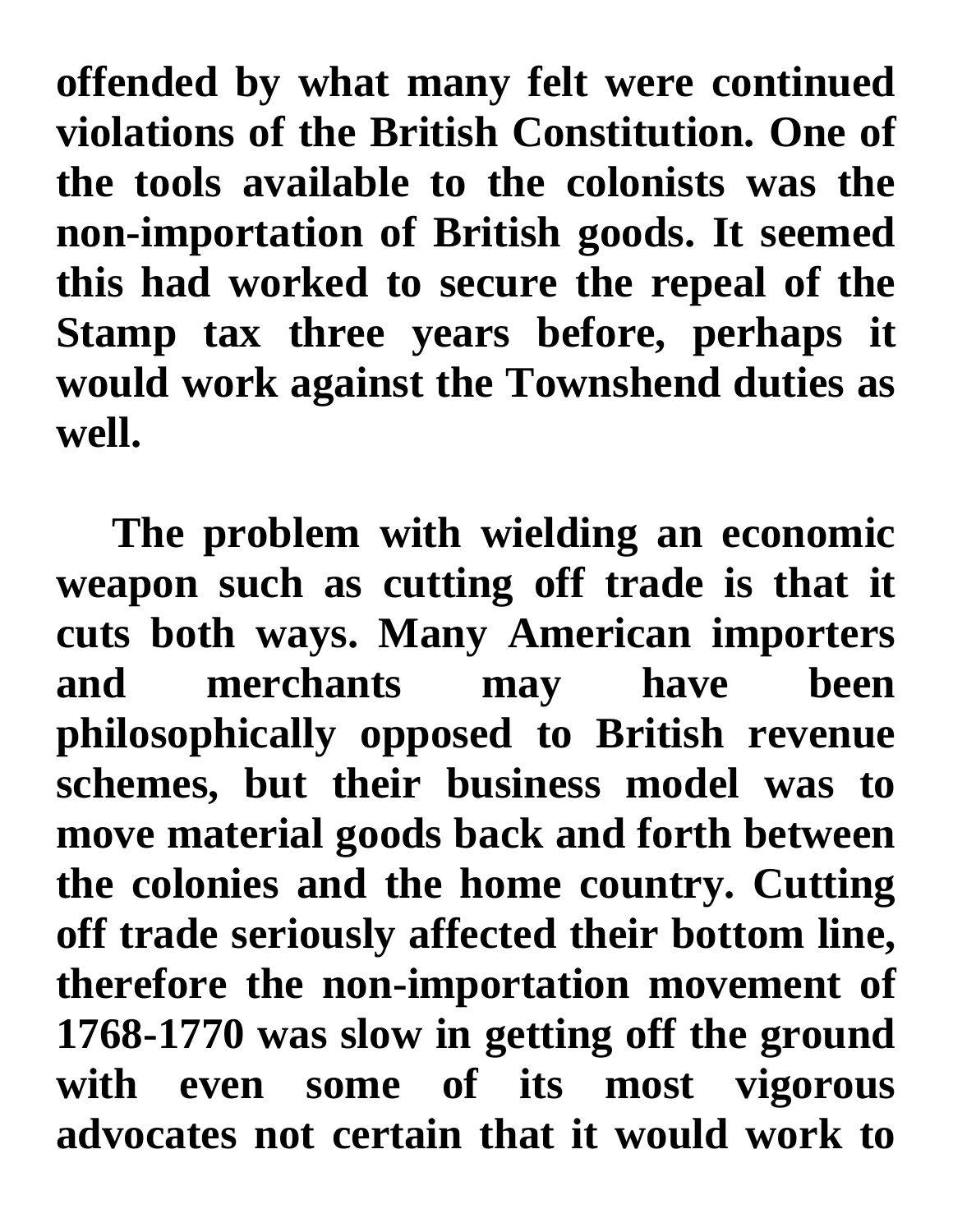offended by what many felt were continued violations of the British Constitution. One of the tools available to the colonists was the non-importation of British goods. It seemed this had worked to secure the repeal of the Stamp tax three years before, perhaps it would work against the Townshend duties as well.

The problem with wielding an economic weapon such as cutting off trade is that it cuts both ways. Many American importers and merchants may have been philosophically opposed to British revenue schemes, but their business model was to move material goods back and forth between the colonies and the home country. Cutting off trade seriously affected their bottom line, therefore the non-importation movement of 1768-1770 was slow in getting off the ground with even some of its most vigorous advocates not certain that it would work to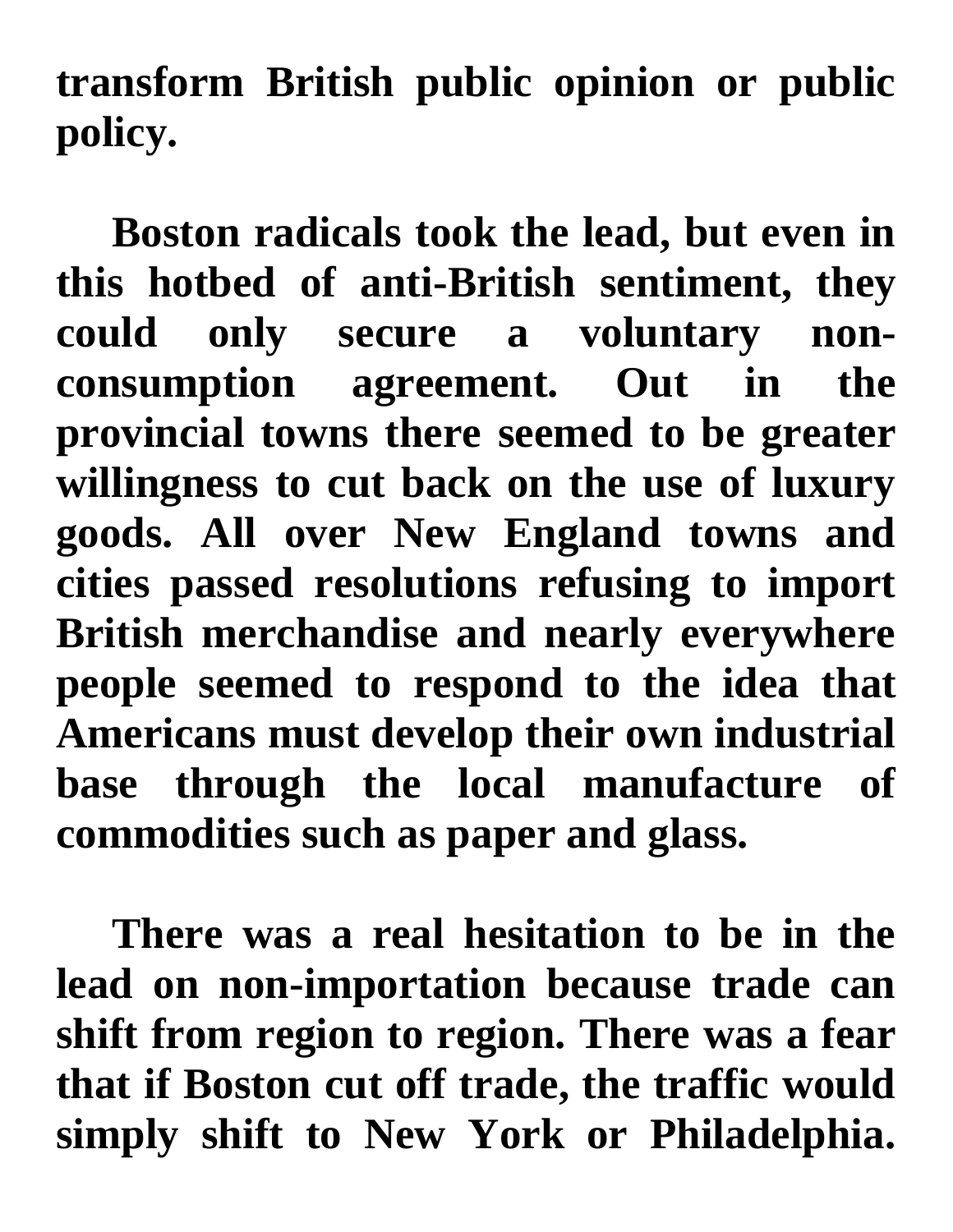transform British public opinion or public policy.

Boston radicals took the lead, but even in this hotbed of anti-British sentiment, they could only secure a voluntary non-consumption agreement. Out in the provincial towns there seemed to be greater willingness to cut back on the use of luxury goods. All over New England towns and cities passed resolutions refusing to import British merchandise and nearly everywhere people seemed to respond to the idea that Americans must develop their own industrial base through the local manufacture of commodities such as paper and glass.

There was a real hesitation to be in the lead on non-importation because trade can shift from region to region. There was a fear that if Boston cut off trade, the traffic would simply shift to New York or Philadelphia.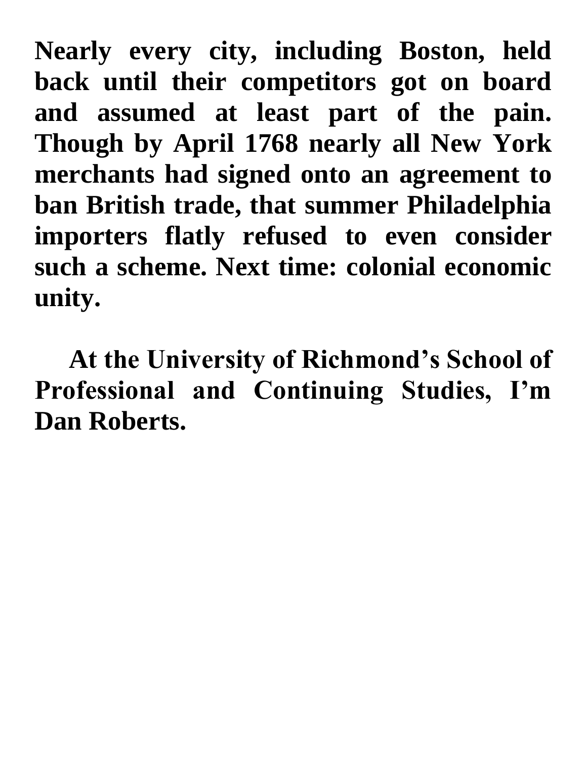**Nearly every city, including Boston, held back until their competitors got on board and assumed at least part of the pain. Though by April 1768 nearly all New York merchants had signed onto an agreement to ban British trade, that summer Philadelphia importers flatly refused to even consider such a scheme. Next time: colonial economic unity.**

**At the University of Richmond's School of Professional and Continuing Studies, I'm Dan Roberts.**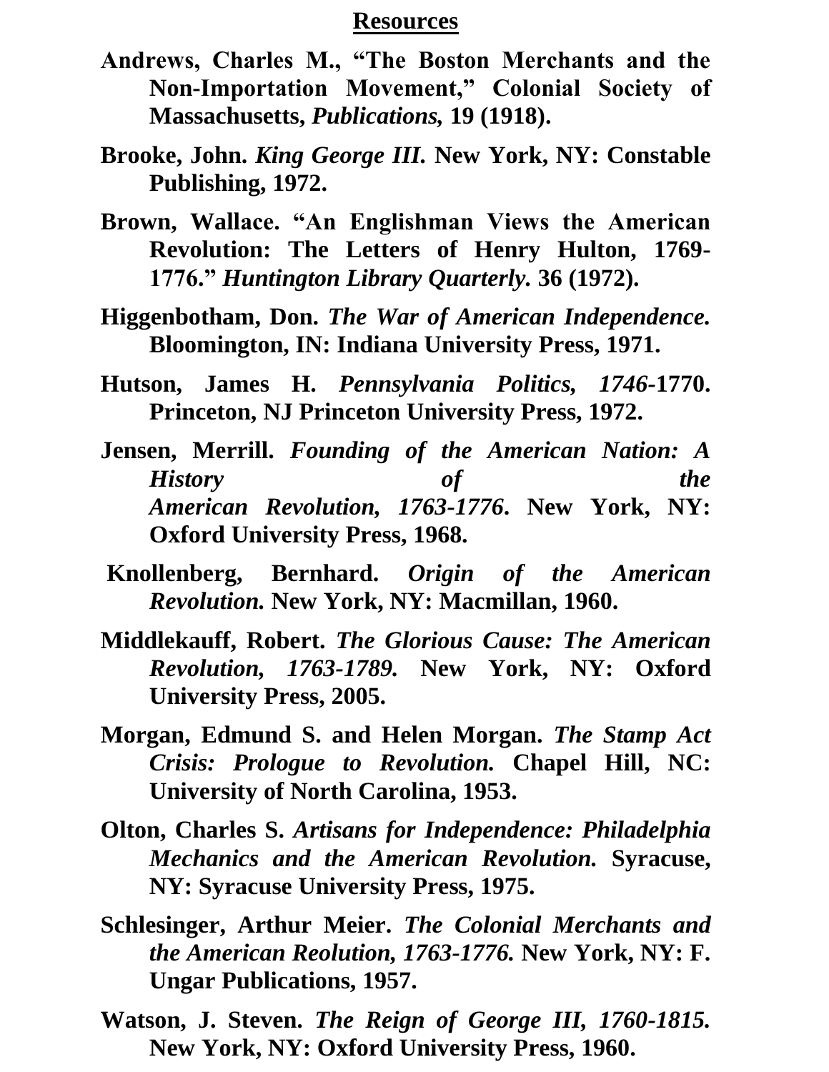## Resources

**Andrews, Charles M., "The Boston Merchants and the Non-Importation Movement," Colonial Society of Massachusetts, *Publications,* 19 (1918).**

**Brooke, John. *King George III.* New York, NY: Constable Publishing, 1972.**

**Brown, Wallace. "An Englishman Views the American Revolution: The Letters of Henry Hulton, 1769-1776." *Huntington Library Quarterly.* 36 (1972).**

**Higgenbotham, Don. *The War of American Independence.* Bloomington, IN: Indiana University Press, 1971.**

**Hutson, James H. *Pennsylvania Politics, 1746*-1770. Princeton, NJ Princeton University Press, 1972.**

**Jensen, Merrill. *Founding of the American Nation: A History of the American Revolution, 1763-1776*. New York, NY: Oxford University Press, 1968.**

**Knollenberg, Bernhard. *Origin of the American Revolution.* New York, NY: Macmillan, 1960.**

**Middlekauff, Robert. *The Glorious Cause: The American Revolution, 1763-1789.* New York, NY: Oxford University Press, 2005.**

**Morgan, Edmund S. and Helen Morgan. *The Stamp Act Crisis: Prologue to Revolution.* Chapel Hill, NC: University of North Carolina, 1953.**

**Olton, Charles S. *Artisans for Independence: Philadelphia Mechanics and the American Revolution.* Syracuse, NY: Syracuse University Press, 1975.**

**Schlesinger, Arthur Meier. *The Colonial Merchants and the American Reolution, 1763-1776.* New York, NY: F. Ungar Publications, 1957.**

**Watson, J. Steven. *The Reign of George III, 1760-1815.* New York, NY: Oxford University Press, 1960.**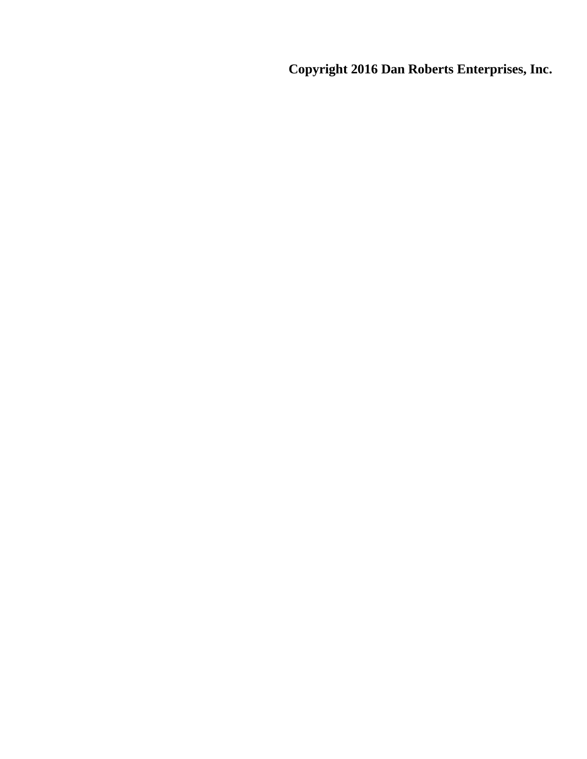**Copyright 2016 Dan Roberts Enterprises, Inc.**